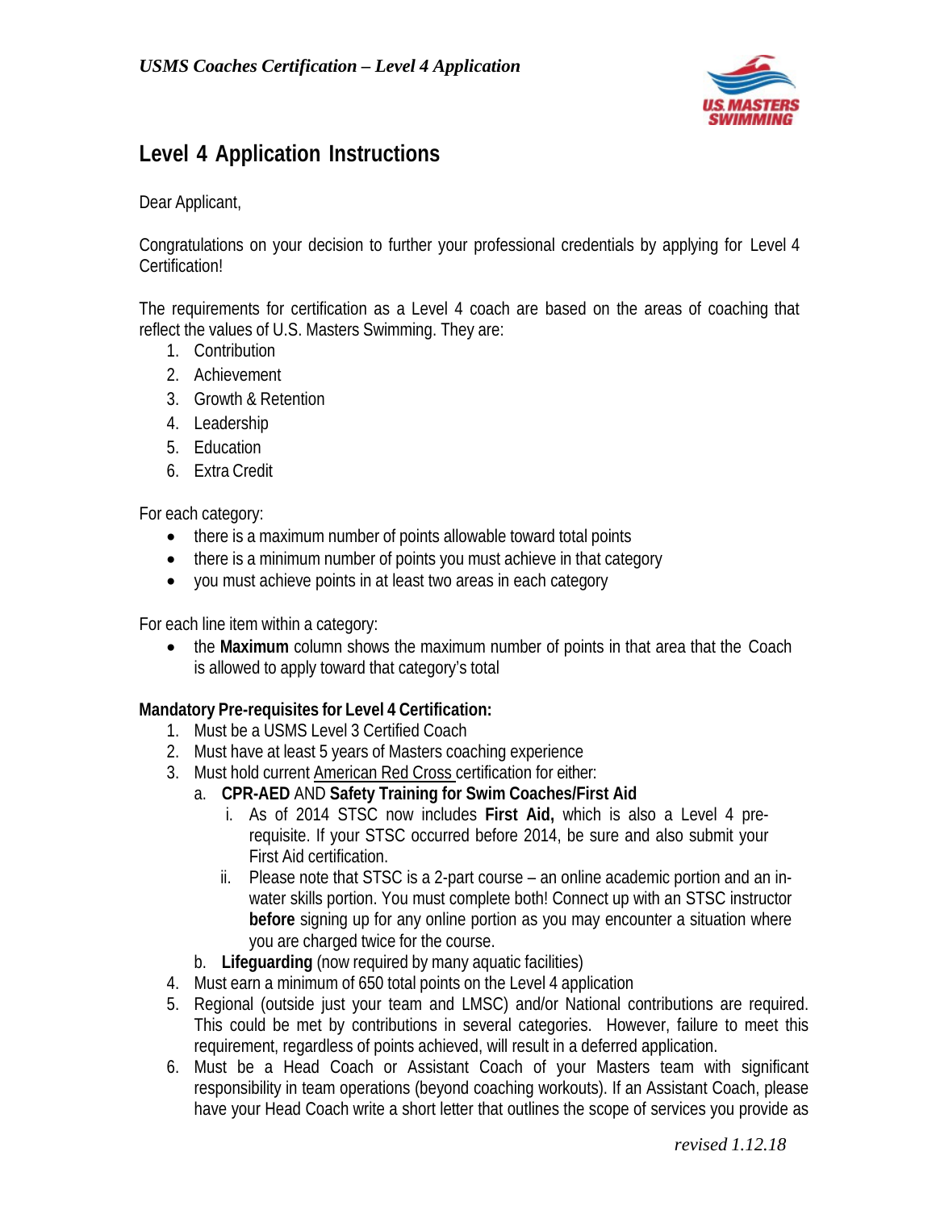## Level 4 Application Instructions

Dear Applicant,

Congratulations on your decision to further your professional credentials by applying for Level 4 Certification!

The requirements for certification as a Level 4 coach are based on the areas of coaching that reflect the values of U.S. Masters Swimming. They are:

1. Contribution
2. Achievement
3. Growth & Retention
4. Leadership
5. Education
6. Extra Credit

For each category:

- there is a maximum number of points allowable toward total points
- there is a minimum number of points you must achieve in that category
- you must achieve points in at least two areas in each category

For each line item within a category:

- the **Maximum** column shows the maximum number of points in that area that the Coach is allowed to apply toward that category's total

**Mandatory Pre-requisites for Level 4 Certification:**

1. Must be a USMS Level 3 Certified Coach
2. Must have at least 5 years of Masters coaching experience
3. Must hold current American Red Cross certification for either:
   a. **CPR-AED** AND **Safety Training for Swim Coaches/First Aid**
      i. As of 2014 STSC now includes **First Aid,** which is also a Level 4 pre-requisite. If your STSC occurred before 2014, be sure and also submit your First Aid certification.
      ii. Please note that STSC is a 2-part course – an online academic portion and an in-water skills portion. You must complete both! Connect up with an STSC instructor **before** signing up for any online portion as you may encounter a situation where you are charged twice for the course.
   b. **Lifeguarding** (now required by many aquatic facilities)
4. Must earn a minimum of 650 total points on the Level 4 application
5. Regional (outside just your team and LMSC) and/or National contributions are required. This could be met by contributions in several categories. However, failure to meet this requirement, regardless of points achieved, will result in a deferred application.
6. Must be a Head Coach or Assistant Coach of your Masters team with significant responsibility in team operations (beyond coaching workouts). If an Assistant Coach, please have your Head Coach write a short letter that outlines the scope of services you provide as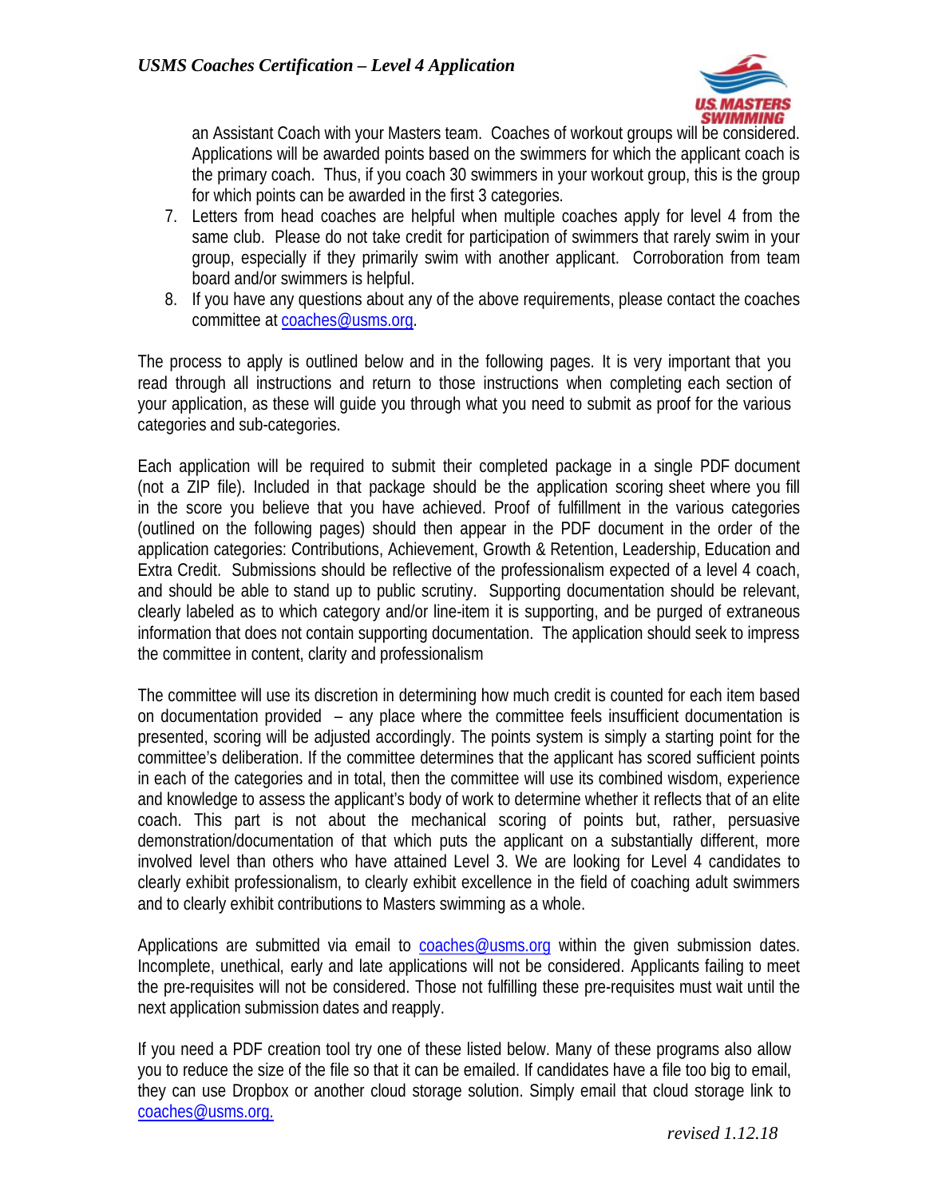an Assistant Coach with your Masters team. Coaches of workout groups will be considered. Applications will be awarded points based on the swimmers for which the applicant coach is the primary coach. Thus, if you coach 30 swimmers in your workout group, this is the group for which points can be awarded in the first 3 categories.

7. Letters from head coaches are helpful when multiple coaches apply for level 4 from the same club. Please do not take credit for participation of swimmers that rarely swim in your group, especially if they primarily swim with another applicant. Corroboration from team board and/or swimmers is helpful.
8. If you have any questions about any of the above requirements, please contact the coaches committee at coaches@usms.org.

The process to apply is outlined below and in the following pages. It is very important that you read through all instructions and return to those instructions when completing each section of your application, as these will guide you through what you need to submit as proof for the various categories and sub-categories.

Each application will be required to submit their completed package in a single PDF document (not a ZIP file). Included in that package should be the application scoring sheet where you fill in the score you believe that you have achieved. Proof of fulfillment in the various categories (outlined on the following pages) should then appear in the PDF document in the order of the application categories: Contributions, Achievement, Growth & Retention, Leadership, Education and Extra Credit. Submissions should be reflective of the professionalism expected of a level 4 coach, and should be able to stand up to public scrutiny. Supporting documentation should be relevant, clearly labeled as to which category and/or line-item it is supporting, and be purged of extraneous information that does not contain supporting documentation. The application should seek to impress the committee in content, clarity and professionalism

The committee will use its discretion in determining how much credit is counted for each item based on documentation provided – any place where the committee feels insufficient documentation is presented, scoring will be adjusted accordingly. The points system is simply a starting point for the committee's deliberation. If the committee determines that the applicant has scored sufficient points in each of the categories and in total, then the committee will use its combined wisdom, experience and knowledge to assess the applicant's body of work to determine whether it reflects that of an elite coach. This part is not about the mechanical scoring of points but, rather, persuasive demonstration/documentation of that which puts the applicant on a substantially different, more involved level than others who have attained Level 3. We are looking for Level 4 candidates to clearly exhibit professionalism, to clearly exhibit excellence in the field of coaching adult swimmers and to clearly exhibit contributions to Masters swimming as a whole.

Applications are submitted via email to coaches@usms.org within the given submission dates. Incomplete, unethical, early and late applications will not be considered. Applicants failing to meet the pre-requisites will not be considered. Those not fulfilling these pre-requisites must wait until the next application submission dates and reapply.

If you need a PDF creation tool try one of these listed below. Many of these programs also allow you to reduce the size of the file so that it can be emailed. If candidates have a file too big to email, they can use Dropbox or another cloud storage solution. Simply email that cloud storage link to coaches@usms.org.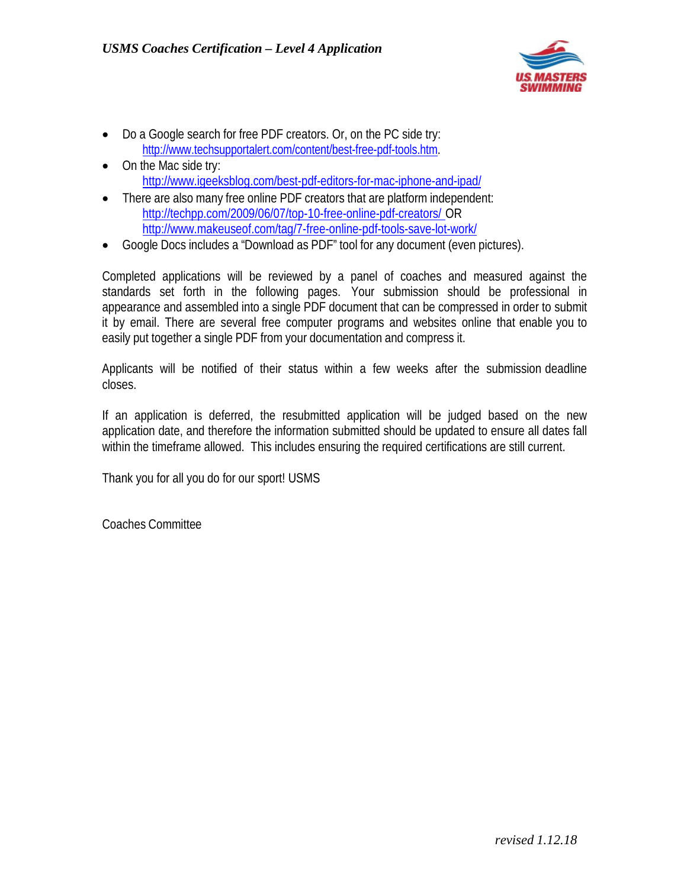- Do a Google search for free PDF creators. Or, on the PC side try:
  http://www.techsupportalert.com/content/best-free-pdf-tools.htm.
- On the Mac side try:
  http://www.igeeksblog.com/best-pdf-editors-for-mac-iphone-and-ipad/
- There are also many free online PDF creators that are platform independent:
  http://techpp.com/2009/06/07/top-10-free-online-pdf-creators/ OR
  http://www.makeuseof.com/tag/7-free-online-pdf-tools-save-lot-work/
- Google Docs includes a "Download as PDF" tool for any document (even pictures).

Completed applications will be reviewed by a panel of coaches and measured against the standards set forth in the following pages. Your submission should be professional in appearance and assembled into a single PDF document that can be compressed in order to submit it by email. There are several free computer programs and websites online that enable you to easily put together a single PDF from your documentation and compress it.

Applicants will be notified of their status within a few weeks after the submission deadline closes.

If an application is deferred, the resubmitted application will be judged based on the new application date, and therefore the information submitted should be updated to ensure all dates fall within the timeframe allowed. This includes ensuring the required certifications are still current.

Thank you for all you do for our sport! USMS

Coaches Committee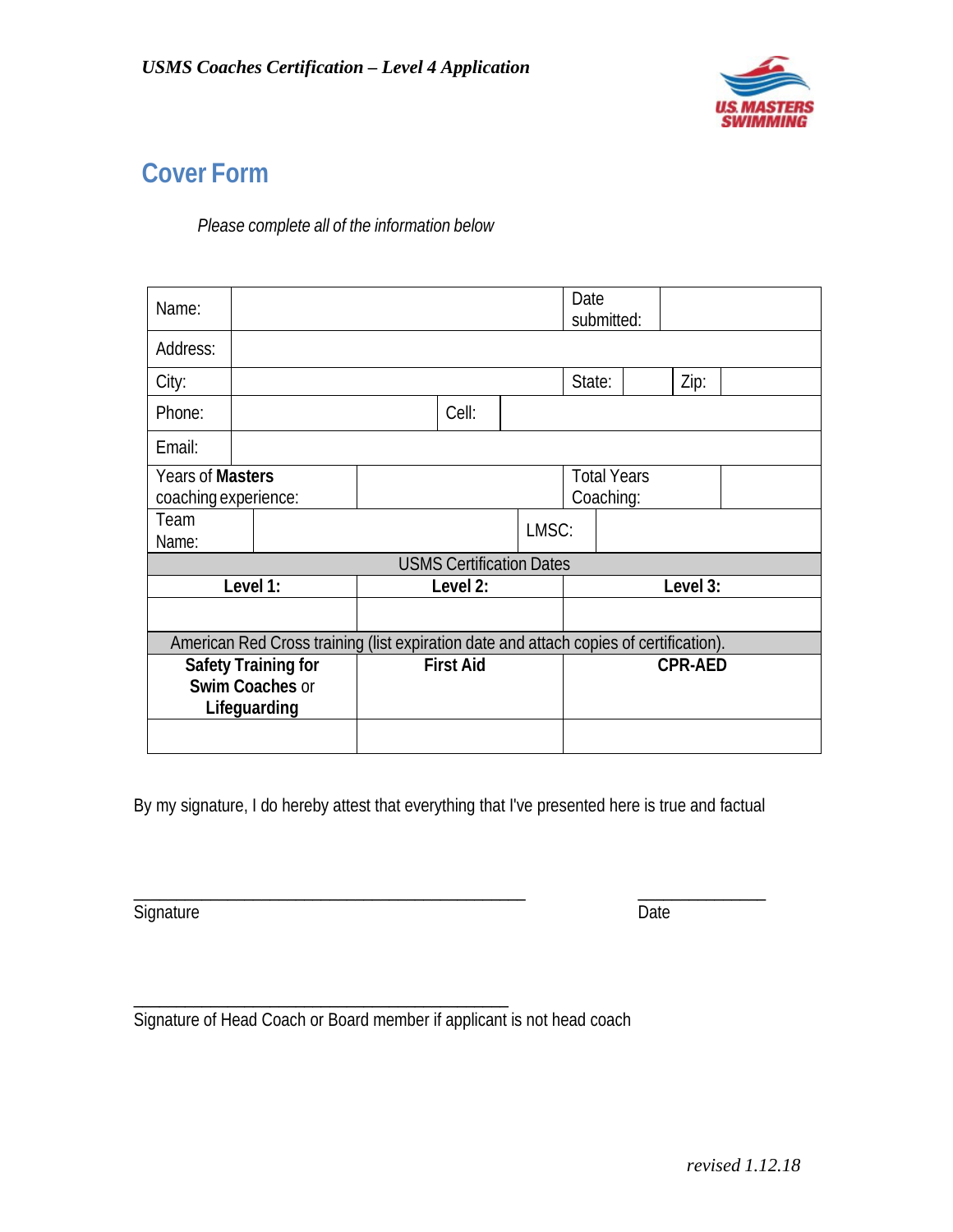## Cover Form

*Please complete all of the information below*

| Name: | | Date submitted: | | | |
|---|---|---|---|---|---|
| Address: | | | | | |
| City: | | State: | | Zip: | |
| Phone: | | Cell: | | | |
| Email: | | | | | |
| Years of **Masters** coaching experience: | | Total Years Coaching: | | | |
| Team Name: | | LMSC: | | | |

| USMS Certification Dates | | |
|---|---|---|
| **Level 1:** | **Level 2:** | **Level 3:** |
| | | |

| American Red Cross training (list expiration date and attach copies of certification). | | |
|---|---|---|
| **Safety Training for Swim Coaches** or **Lifeguarding** | **First Aid** | **CPR-AED** |
| | | |

By my signature, I do hereby attest that everything that I've presented here is true and factual

_______________________________________________ ______________

Signature Date

_____________________________________________

Signature of Head Coach or Board member if applicant is not head coach

*revised 1.12.18*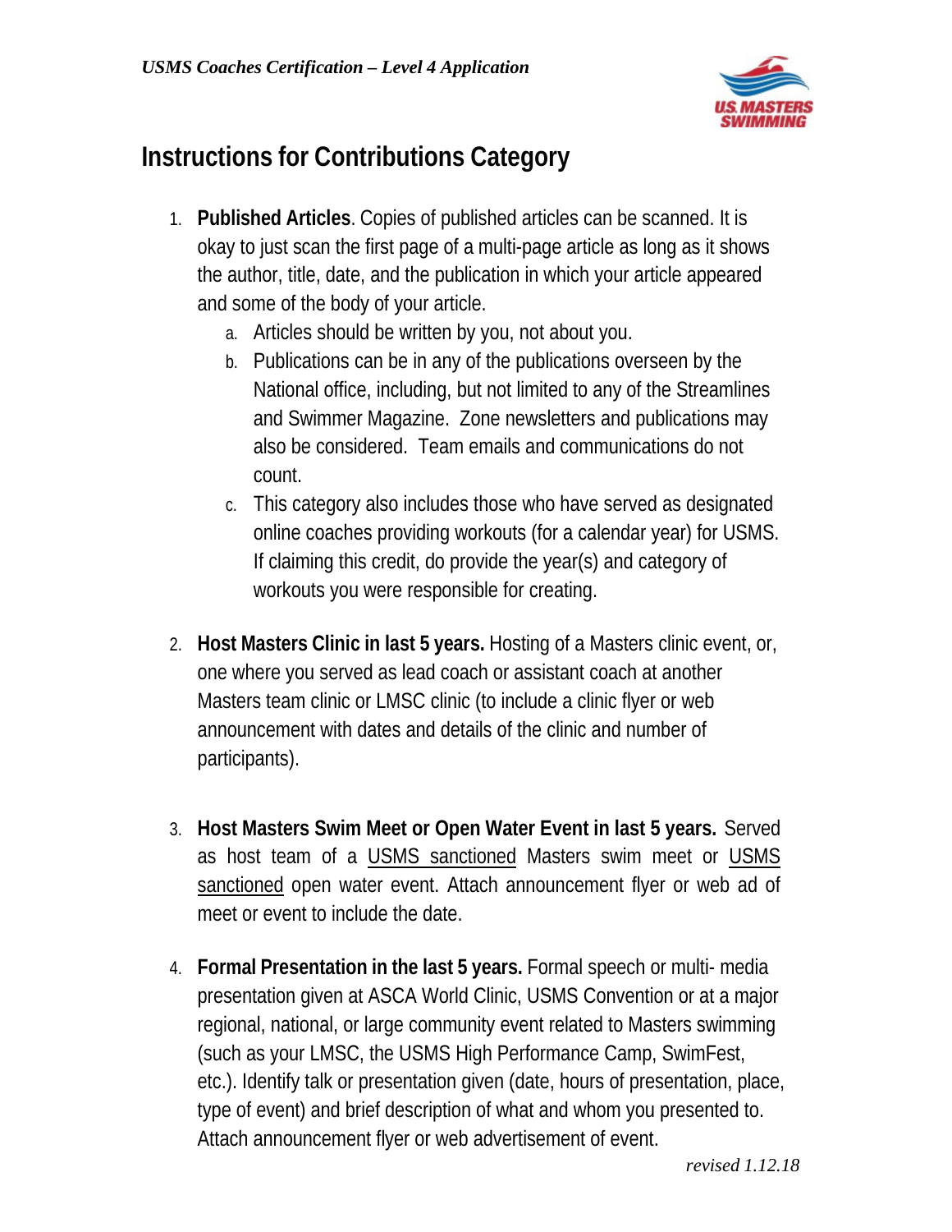## Instructions for Contributions Category

1. **Published Articles**. Copies of published articles can be scanned. It is okay to just scan the first page of a multi-page article as long as it shows the author, title, date, and the publication in which your article appeared and some of the body of your article.
   a. Articles should be written by you, not about you.
   b. Publications can be in any of the publications overseen by the National office, including, but not limited to any of the Streamlines and Swimmer Magazine. Zone newsletters and publications may also be considered. Team emails and communications do not count.
   c. This category also includes those who have served as designated online coaches providing workouts (for a calendar year) for USMS. If claiming this credit, do provide the year(s) and category of workouts you were responsible for creating.

2. **Host Masters Clinic in last 5 years.** Hosting of a Masters clinic event, or, one where you served as lead coach or assistant coach at another Masters team clinic or LMSC clinic (to include a clinic flyer or web announcement with dates and details of the clinic and number of participants).

3. **Host Masters Swim Meet or Open Water Event in last 5 years.** Served as host team of a USMS sanctioned Masters swim meet or USMS sanctioned open water event. Attach announcement flyer or web ad of meet or event to include the date.

4. **Formal Presentation in the last 5 years.** Formal speech or multi- media presentation given at ASCA World Clinic, USMS Convention or at a major regional, national, or large community event related to Masters swimming (such as your LMSC, the USMS High Performance Camp, SwimFest, etc.). Identify talk or presentation given (date, hours of presentation, place, type of event) and brief description of what and whom you presented to. Attach announcement flyer or web advertisement of event.

*revised 1.12.18*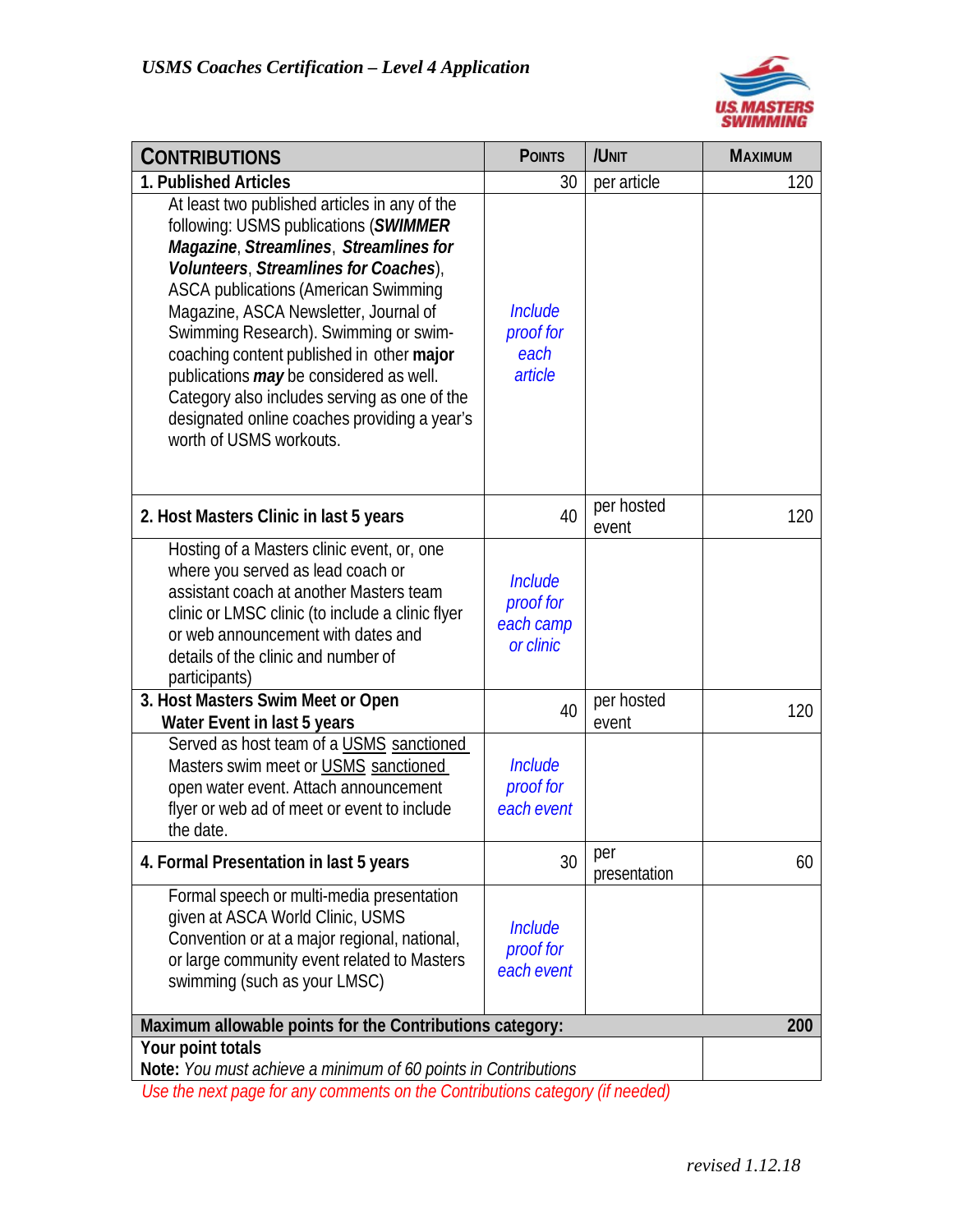## USMS Coaches Certification – Level 4 Application

| CONTRIBUTIONS | POINTS | /UNIT | MAXIMUM |
|---|---|---|---|
| **1. Published Articles** | 30 | per article | 120 |
| At least two published articles in any of the following: USMS publications (***SWIMMER Magazine***, ***Streamlines***, ***Streamlines for Volunteers***, ***Streamlines for Coaches***), ASCA publications (American Swimming Magazine, ASCA Newsletter, Journal of Swimming Research). Swimming or swim-coaching content published in other **major** publications ***may*** be considered as well. Category also includes serving as one of the designated online coaches providing a year's worth of USMS workouts. | *Include proof for each article* | | |
| **2. Host Masters Clinic in last 5 years** | 40 | per hosted event | 120 |
| Hosting of a Masters clinic event, or, one where you served as lead coach or assistant coach at another Masters team clinic or LMSC clinic (to include a clinic flyer or web announcement with dates and details of the clinic and number of participants) | *Include proof for each camp or clinic* | | |
| **3. Host Masters Swim Meet or Open Water Event in last 5 years** | 40 | per hosted event | 120 |
| Served as host team of a USMS sanctioned Masters swim meet or USMS sanctioned open water event. Attach announcement flyer or web ad of meet or event to include the date. | *Include proof for each event* | | |
| **4. Formal Presentation in last 5 years** | 30 | per presentation | 60 |
| Formal speech or multi-media presentation given at ASCA World Clinic, USMS Convention or at a major regional, national, or large community event related to Masters swimming (such as your LMSC) | *Include proof for each event* | | |
| **Maximum allowable points for the Contributions category:** | | | **200** |
| **Your point totals**<br>**Note:** *You must achieve a minimum of 60 points in Contributions* | | | |

*Use the next page for any comments on the Contributions category (if needed)*

*revised 1.12.18*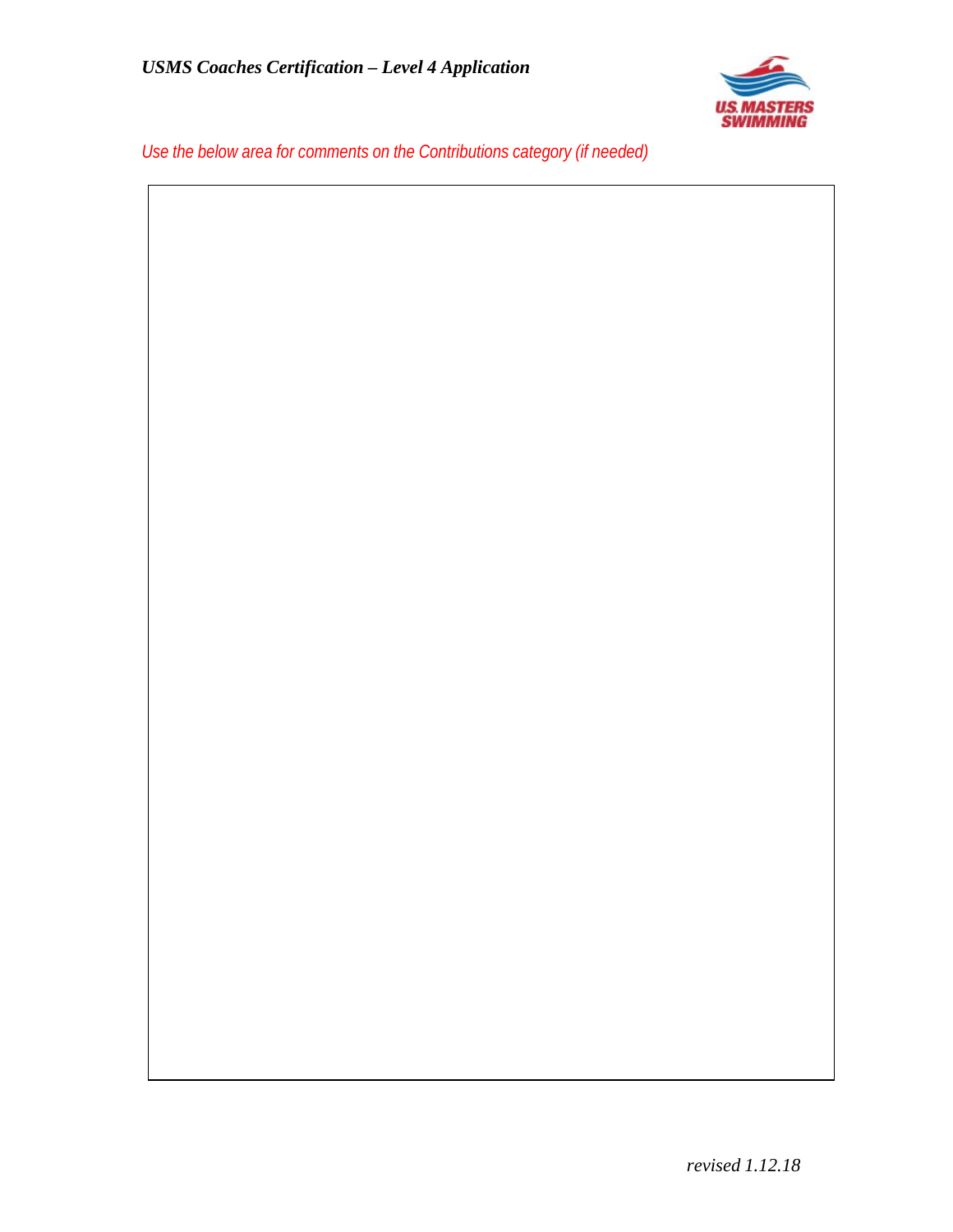*Use the below area for comments on the Contributions category (if needed)*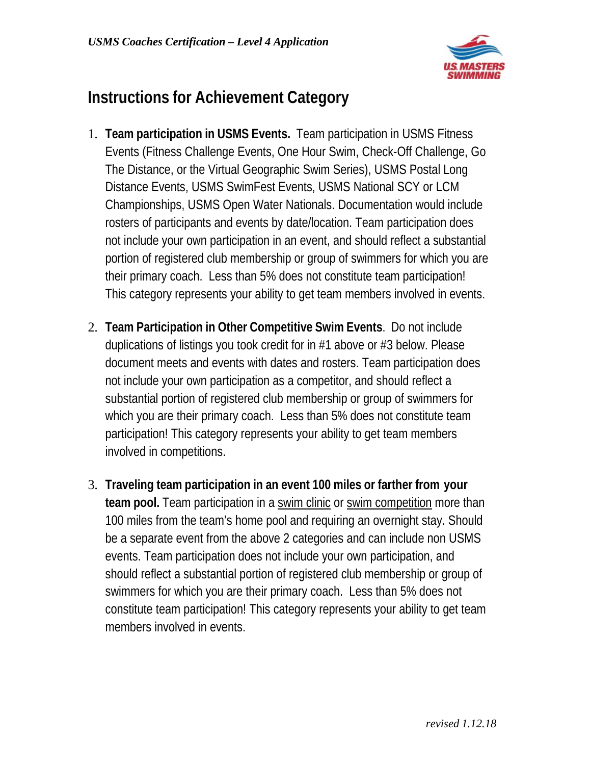## Instructions for Achievement Category

1. **Team participation in USMS Events.** Team participation in USMS Fitness Events (Fitness Challenge Events, One Hour Swim, Check-Off Challenge, Go The Distance, or the Virtual Geographic Swim Series), USMS Postal Long Distance Events, USMS SwimFest Events, USMS National SCY or LCM Championships, USMS Open Water Nationals. Documentation would include rosters of participants and events by date/location. Team participation does not include your own participation in an event, and should reflect a substantial portion of registered club membership or group of swimmers for which you are their primary coach. Less than 5% does not constitute team participation! This category represents your ability to get team members involved in events.

2. **Team Participation in Other Competitive Swim Events**. Do not include duplications of listings you took credit for in #1 above or #3 below. Please document meets and events with dates and rosters. Team participation does not include your own participation as a competitor, and should reflect a substantial portion of registered club membership or group of swimmers for which you are their primary coach. Less than 5% does not constitute team participation! This category represents your ability to get team members involved in competitions.

3. **Traveling team participation in an event 100 miles or farther from your team pool.** Team participation in a <u>swim clinic</u> or <u>swim competition</u> more than 100 miles from the team's home pool and requiring an overnight stay. Should be a separate event from the above 2 categories and can include non USMS events. Team participation does not include your own participation, and should reflect a substantial portion of registered club membership or group of swimmers for which you are their primary coach. Less than 5% does not constitute team participation! This category represents your ability to get team members involved in events.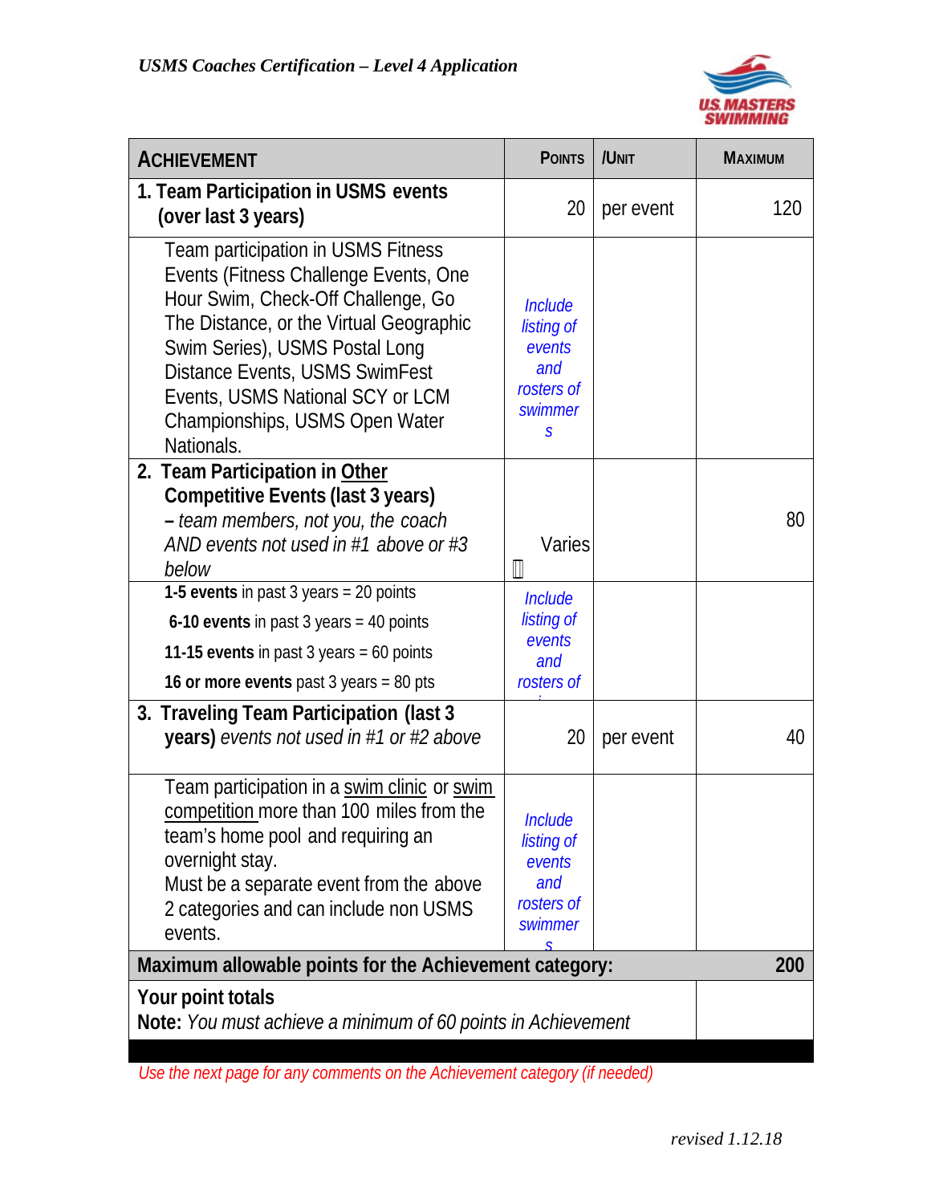*USMS Coaches Certification – Level 4 Application*

| ACHIEVEMENT | POINTS | /UNIT | MAXIMUM |
|---|---|---|---|
| **1. Team Participation in USMS events (over last 3 years)** | 20 | per event | 120 |
| Team participation in USMS Fitness Events (Fitness Challenge Events, One Hour Swim, Check-Off Challenge, Go The Distance, or the Virtual Geographic Swim Series), USMS Postal Long Distance Events, USMS SwimFest Events, USMS National SCY or LCM Championships, USMS Open Water Nationals. | *Include listing of events and rosters of swimmers* | | |
| **2. Team Participation in Other Competitive Events (last 3 years)** – *team members, not you, the coach AND events not used in #1 above or #3 below* | Varies | | 80 |
| **1-5 events** in past 3 years = 20 points<br>**6-10 events** in past 3 years = 40 points<br>**11-15 events** in past 3 years = 60 points<br>**16 or more events** past 3 years = 80 pts | *Include listing of events and rosters of* | | |
| **3. Traveling Team Participation (last 3 years)** *events not used in #1 or #2 above* | 20 | per event | 40 |
| Team participation in a swim clinic or swim competition more than 100 miles from the team's home pool and requiring an overnight stay.<br>Must be a separate event from the above 2 categories and can include non USMS events. | *Include listing of events and rosters of swimmers* | | |
| **Maximum allowable points for the Achievement category:** | | | **200** |
| **Your point totals**<br>**Note:** *You must achieve a minimum of 60 points in Achievement* | | | |

*Use the next page for any comments on the Achievement category (if needed)*

*revised 1.12.18*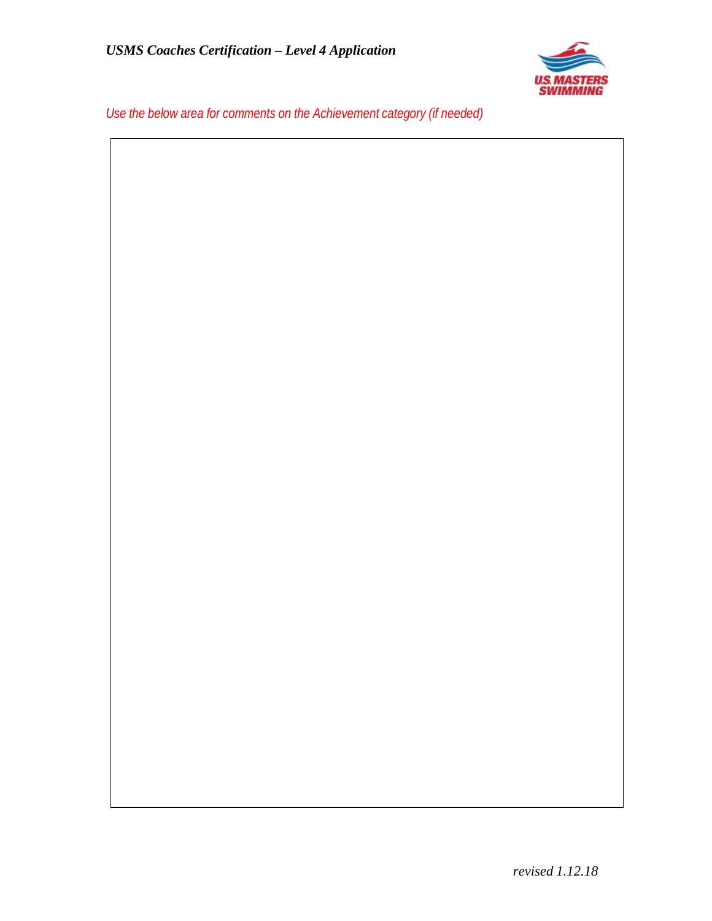*Use the below area for comments on the Achievement category (if needed)*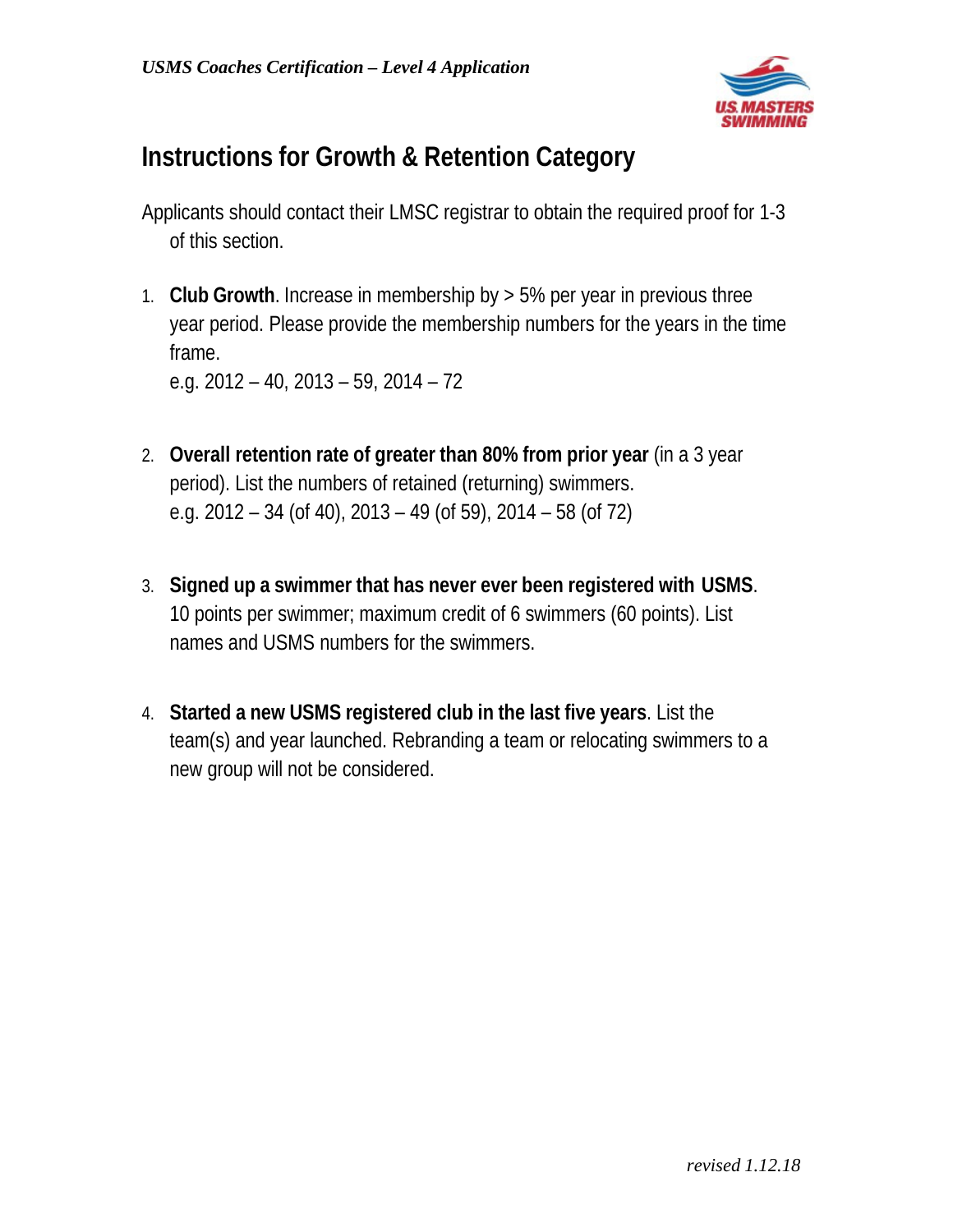## Instructions for Growth & Retention Category

Applicants should contact their LMSC registrar to obtain the required proof for 1-3 of this section.

1. **Club Growth**. Increase in membership by > 5% per year in previous three year period. Please provide the membership numbers for the years in the time frame.
   e.g. 2012 – 40, 2013 – 59, 2014 – 72

2. **Overall retention rate of greater than 80% from prior year** (in a 3 year period). List the numbers of retained (returning) swimmers.
   e.g. 2012 – 34 (of 40), 2013 – 49 (of 59), 2014 – 58 (of 72)

3. **Signed up a swimmer that has never ever been registered with USMS**. 10 points per swimmer; maximum credit of 6 swimmers (60 points). List names and USMS numbers for the swimmers.

4. **Started a new USMS registered club in the last five years**. List the team(s) and year launched. Rebranding a team or relocating swimmers to a new group will not be considered.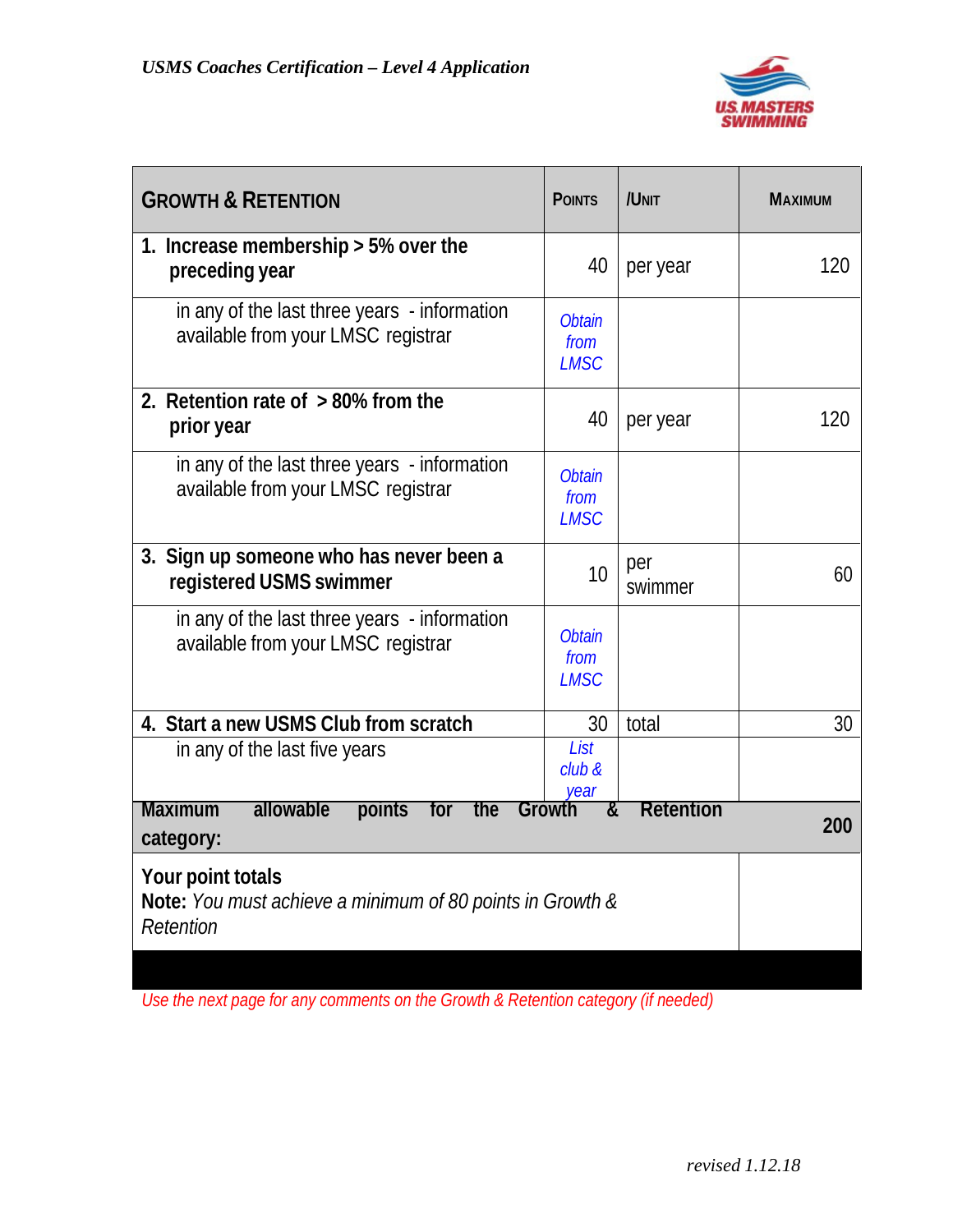| **GROWTH & RETENTION** | **POINTS** | **/UNIT** | **MAXIMUM** |
|---|---|---|---|
| **1. Increase membership > 5% over the preceding year** | 40 | per year | 120 |
| in any of the last three years - information available from your LMSC registrar | *Obtain from LMSC* | | |
| **2. Retention rate of > 80% from the prior year** | 40 | per year | 120 |
| in any of the last three years - information available from your LMSC registrar | *Obtain from LMSC* | | |
| **3. Sign up someone who has never been a registered USMS swimmer** | 10 | per swimmer | 60 |
| in any of the last three years - information available from your LMSC registrar | *Obtain from LMSC* | | |
| **4. Start a new USMS Club from scratch** | 30 | total | 30 |
| in any of the last five years | *List club & year* | | |
| **Maximum allowable points for the Growth & Retention category:** | | | **200** |
| **Your point totals** **Note:** *You must achieve a minimum of 80 points in Growth & Retention* | | | |

*Use the next page for any comments on the Growth & Retention category (if needed)*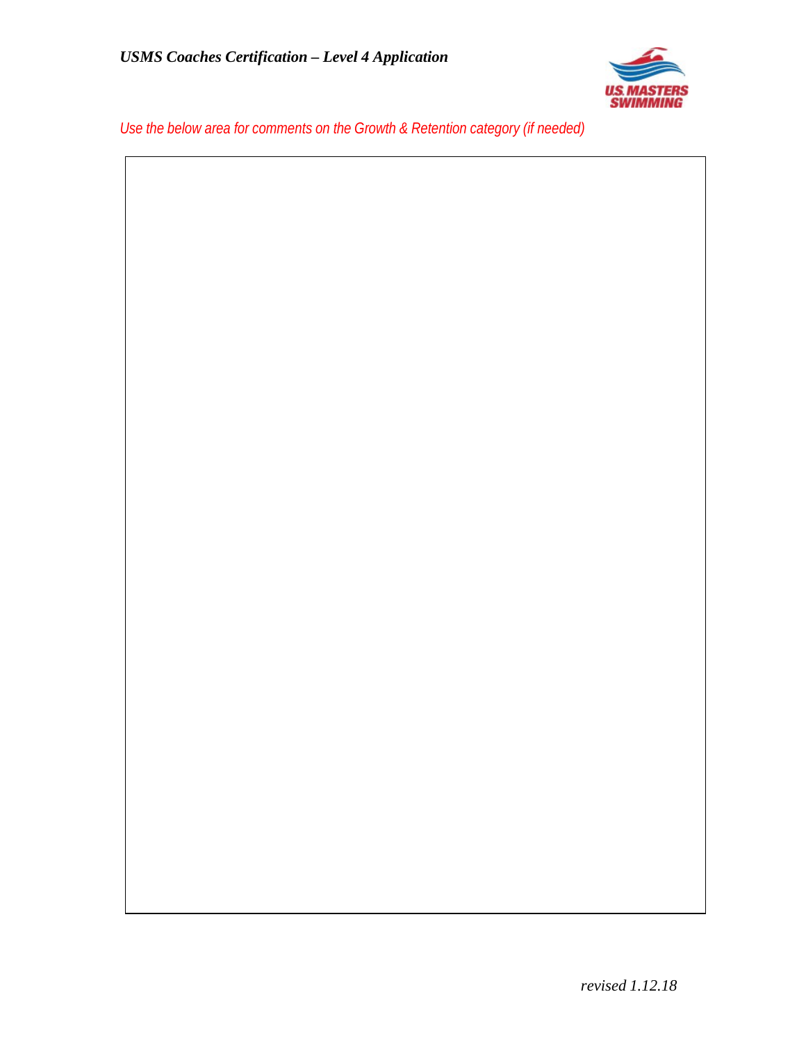*Use the below area for comments on the Growth & Retention category (if needed)*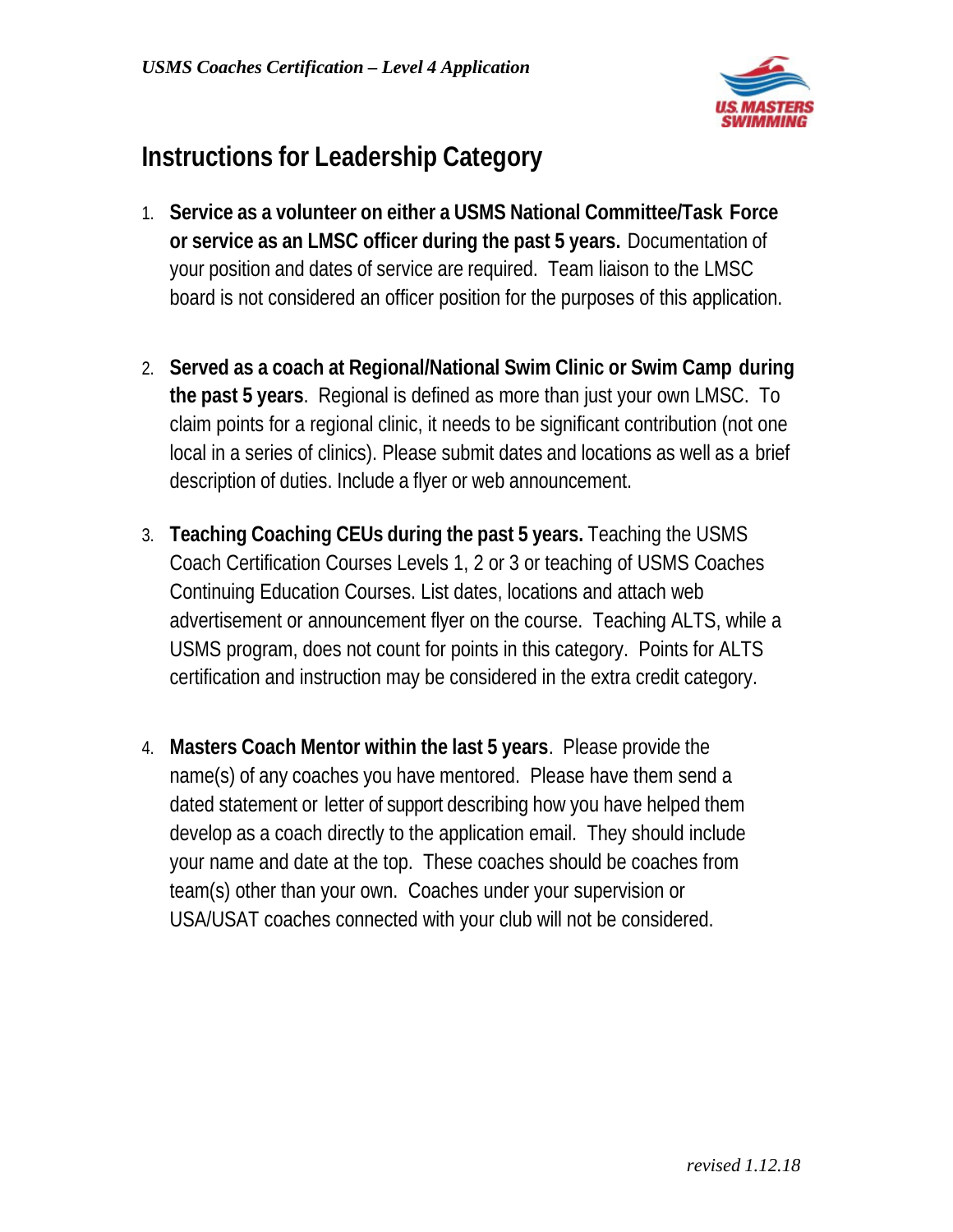## Instructions for Leadership Category

1. **Service as a volunteer on either a USMS National Committee/Task Force or service as an LMSC officer during the past 5 years.** Documentation of your position and dates of service are required. Team liaison to the LMSC board is not considered an officer position for the purposes of this application.

2. **Served as a coach at Regional/National Swim Clinic or Swim Camp during the past 5 years**. Regional is defined as more than just your own LMSC. To claim points for a regional clinic, it needs to be significant contribution (not one local in a series of clinics). Please submit dates and locations as well as a brief description of duties. Include a flyer or web announcement.

3. **Teaching Coaching CEUs during the past 5 years.** Teaching the USMS Coach Certification Courses Levels 1, 2 or 3 or teaching of USMS Coaches Continuing Education Courses. List dates, locations and attach web advertisement or announcement flyer on the course. Teaching ALTS, while a USMS program, does not count for points in this category. Points for ALTS certification and instruction may be considered in the extra credit category.

4. **Masters Coach Mentor within the last 5 years**. Please provide the name(s) of any coaches you have mentored. Please have them send a dated statement or letter of support describing how you have helped them develop as a coach directly to the application email. They should include your name and date at the top. These coaches should be coaches from team(s) other than your own. Coaches under your supervision or USA/USAT coaches connected with your club will not be considered.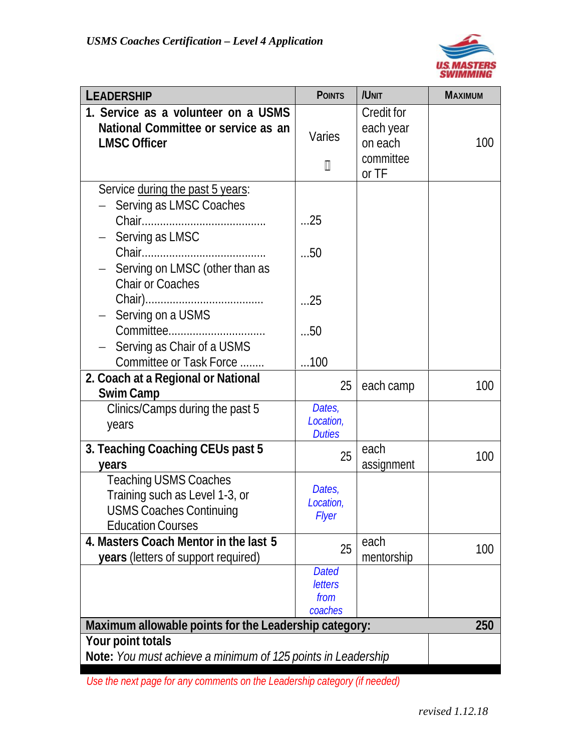*USMS Coaches Certification – Level 4 Application*

| LEADERSHIP | POINTS | /UNIT | MAXIMUM |
|---|---|---|---|
| **1. Service as a volunteer on a USMS National Committee or service as an LMSC Officer** | Varies | Credit for each year on each committee or TF | 100 |
| Service during the past 5 years:<br>– Serving as LMSC Coaches Chair.........................................<br>– Serving as LMSC Chair.........................................<br>– Serving on LMSC (other than as Chair or Coaches Chair).......................................<br>– Serving on a USMS Committee................................<br>– Serving as Chair of a USMS Committee or Task Force ........ | <br>...25<br><br>...50<br><br>...25<br><br>...50<br><br>...100 | | |
| **2. Coach at a Regional or National Swim Camp** | 25 | each camp | 100 |
| Clinics/Camps during the past 5 years | *Dates, Location, Duties* | | |
| **3. Teaching Coaching CEUs past 5 years** | 25 | each assignment | 100 |
| Teaching USMS Coaches Training such as Level 1-3, or USMS Coaches Continuing Education Courses | *Dates, Location, Flyer* | | |
| **4. Masters Coach Mentor in the last 5 years** (letters of support required) | 25 | each mentorship | 100 |
| | *Dated letters from coaches* | | |
| **Maximum allowable points for the Leadership category:** | | | **250** |
| **Your point totals**<br>**Note:** *You must achieve a minimum of 125 points in Leadership* | | | |

*Use the next page for any comments on the Leadership category (if needed)*

*revised 1.12.18*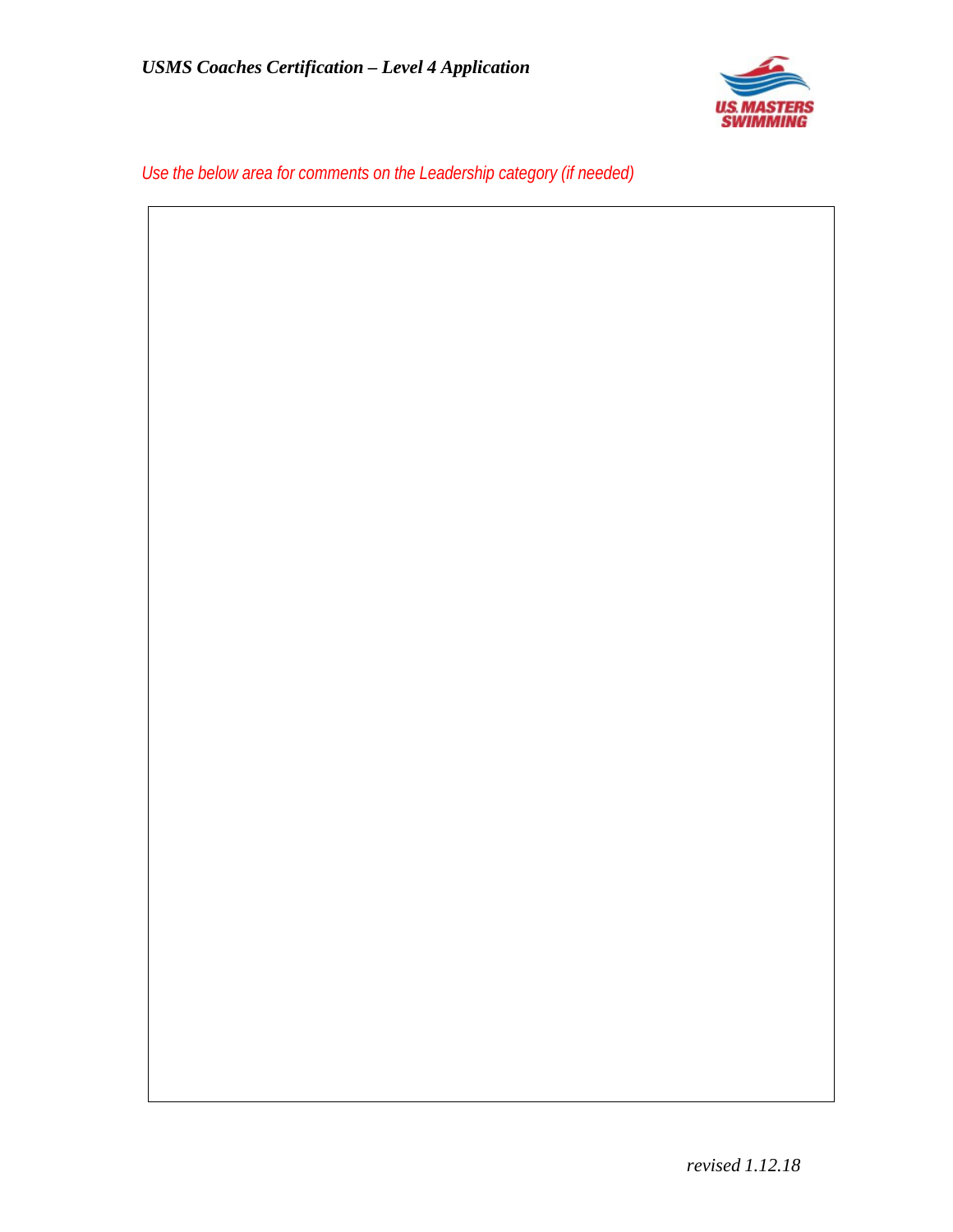*Use the below area for comments on the Leadership category (if needed)*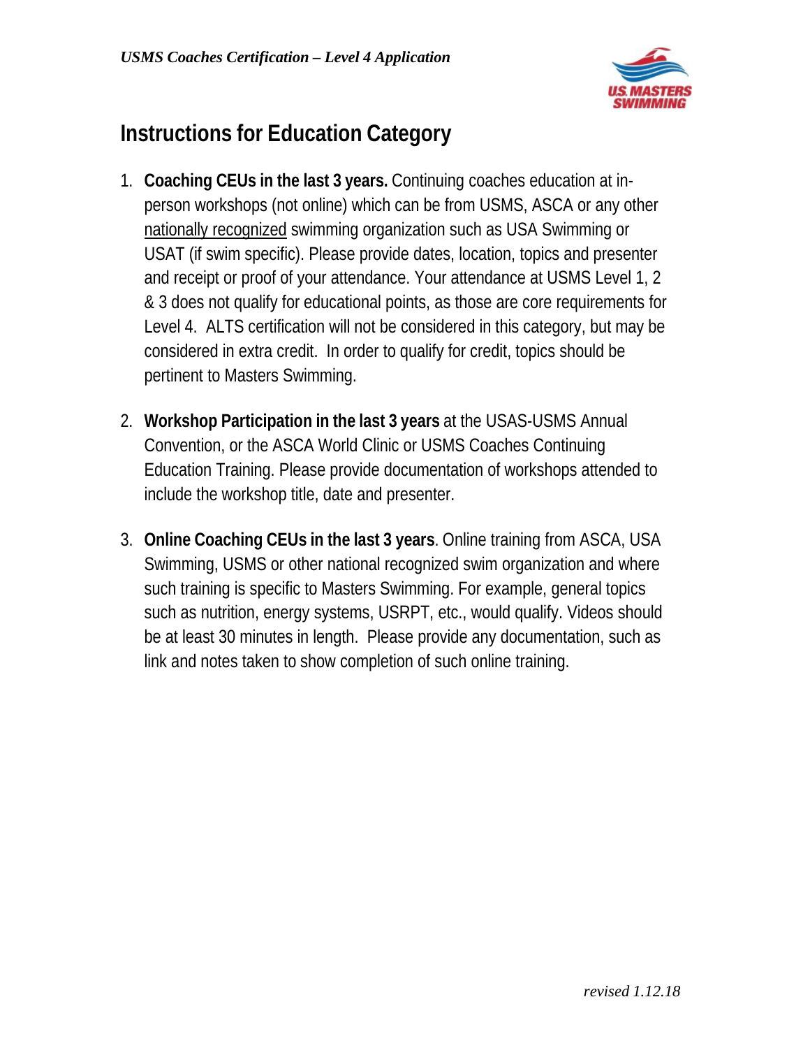# Instructions for Education Category

1. **Coaching CEUs in the last 3 years.** Continuing coaches education at in-person workshops (not online) which can be from USMS, ASCA or any other nationally recognized swimming organization such as USA Swimming or USAT (if swim specific). Please provide dates, location, topics and presenter and receipt or proof of your attendance. Your attendance at USMS Level 1, 2 & 3 does not qualify for educational points, as those are core requirements for Level 4. ALTS certification will not be considered in this category, but may be considered in extra credit. In order to qualify for credit, topics should be pertinent to Masters Swimming.

2. **Workshop Participation in the last 3 years** at the USAS-USMS Annual Convention, or the ASCA World Clinic or USMS Coaches Continuing Education Training. Please provide documentation of workshops attended to include the workshop title, date and presenter.

3. **Online Coaching CEUs in the last 3 years**. Online training from ASCA, USA Swimming, USMS or other national recognized swim organization and where such training is specific to Masters Swimming. For example, general topics such as nutrition, energy systems, USRPT, etc., would qualify. Videos should be at least 30 minutes in length. Please provide any documentation, such as link and notes taken to show completion of such online training.

*revised 1.12.18*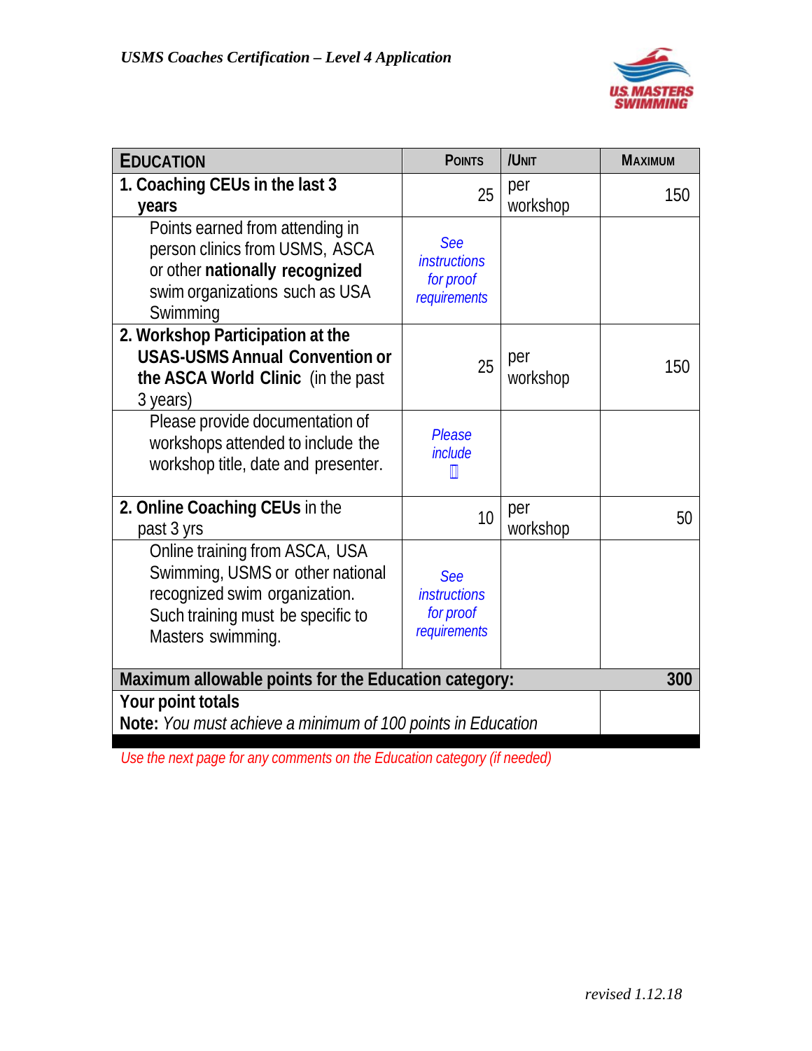*USMS Coaches Certification – Level 4 Application*

| **EDUCATION** | **POINTS** | **/UNIT** | **MAXIMUM** |
|---|---|---|---|
| **1. Coaching CEUs in the last 3 years** | 25 | per workshop | 150 |
| Points earned from attending in person clinics from USMS, ASCA or other **nationally recognized** swim organizations such as USA Swimming | *See instructions for proof requirements* | | |
| **2. Workshop Participation at the USAS-USMS Annual Convention or the ASCA World Clinic** (in the past 3 years) | 25 | per workshop | 150 |
| Please provide documentation of workshops attended to include the workshop title, date and presenter. | *Please include* ☐ | | |
| **2. Online Coaching CEUs** in the past 3 yrs | 10 | per workshop | 50 |
| Online training from ASCA, USA Swimming, USMS or other national recognized swim organization. Such training must be specific to Masters swimming. | *See instructions for proof requirements* | | |
| **Maximum allowable points for the Education category:** | | | **300** |
| **Your point totals**<br>**Note:** *You must achieve a minimum of 100 points in Education* | | | |

*Use the next page for any comments on the Education category (if needed)*

*revised 1.12.18*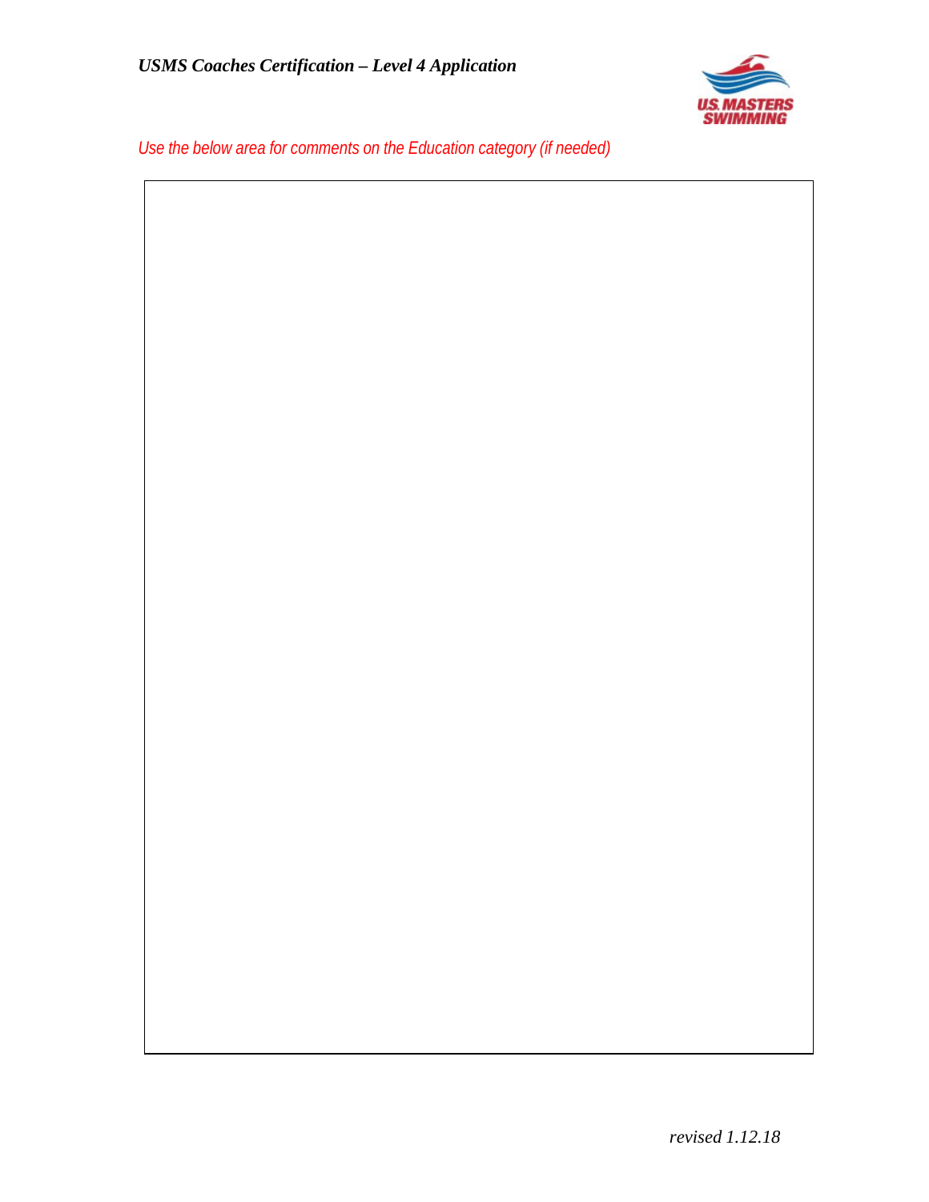*Use the below area for comments on the Education category (if needed)*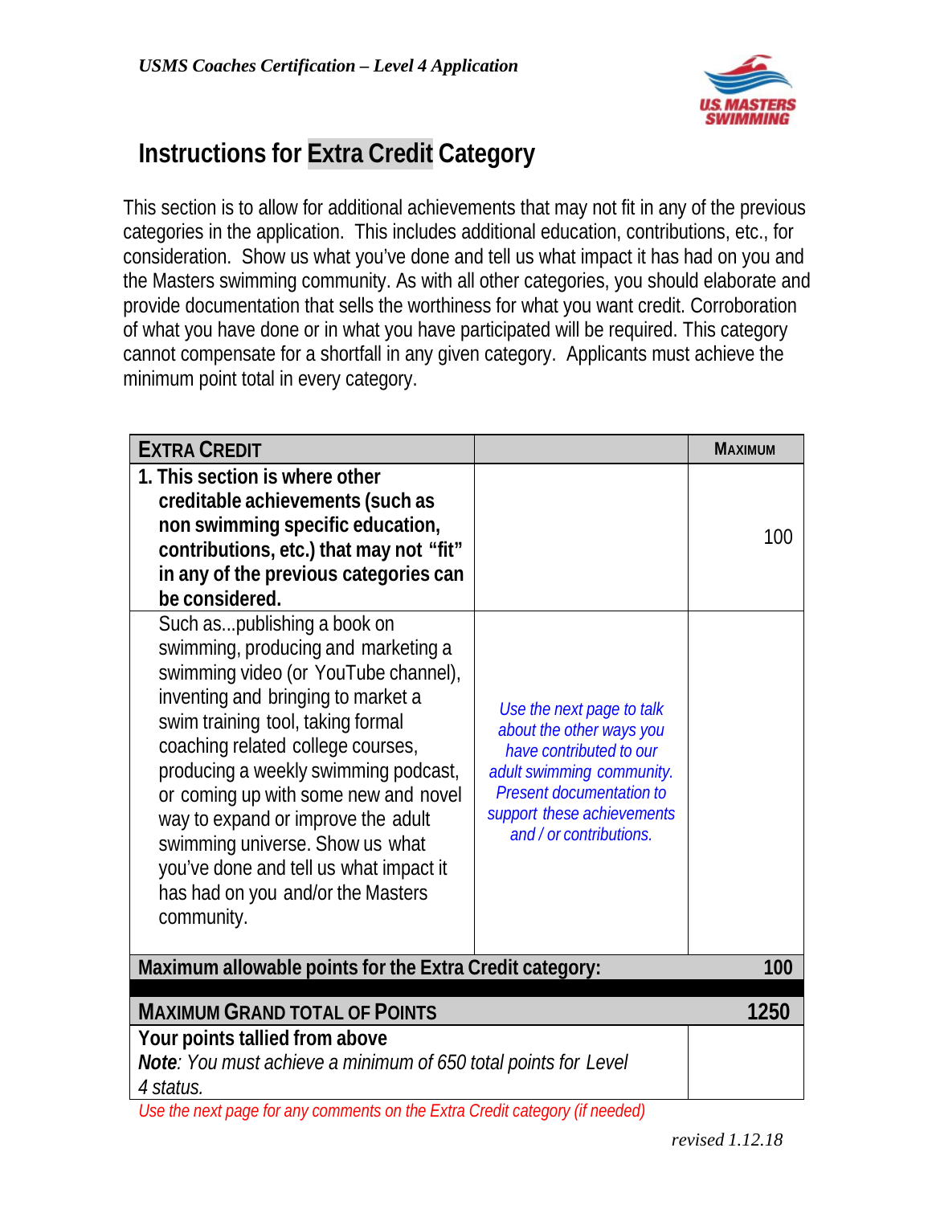# Instructions for Extra Credit Category

This section is to allow for additional achievements that may not fit in any of the previous categories in the application. This includes additional education, contributions, etc., for consideration. Show us what you've done and tell us what impact it has had on you and the Masters swimming community. As with all other categories, you should elaborate and provide documentation that sells the worthiness for what you want credit. Corroboration of what you have done or in what you have participated will be required. This category cannot compensate for a shortfall in any given category. Applicants must achieve the minimum point total in every category.

| EXTRA CREDIT | | MAXIMUM |
|---|---|---|
| **1. This section is where other creditable achievements (such as non swimming specific education, contributions, etc.) that may not "fit" in any of the previous categories can be considered.** | | 100 |
| Such as...publishing a book on swimming, producing and marketing a swimming video (or YouTube channel), inventing and bringing to market a swim training tool, taking formal coaching related college courses, producing a weekly swimming podcast, or coming up with some new and novel way to expand or improve the adult swimming universe. Show us what you've done and tell us what impact it has had on you and/or the Masters community. | *Use the next page to talk about the other ways you have contributed to our adult swimming community. Present documentation to support these achievements and / or contributions.* | |
| **Maximum allowable points for the Extra Credit category:** | | **100** |
| **MAXIMUM GRAND TOTAL OF POINTS** | | **1250** |
| **Your points tallied from above** <br> ***Note**: You must achieve a minimum of 650 total points for Level 4 status.* | | |

*Use the next page for any comments on the Extra Credit category (if needed)*

*revised 1.12.18*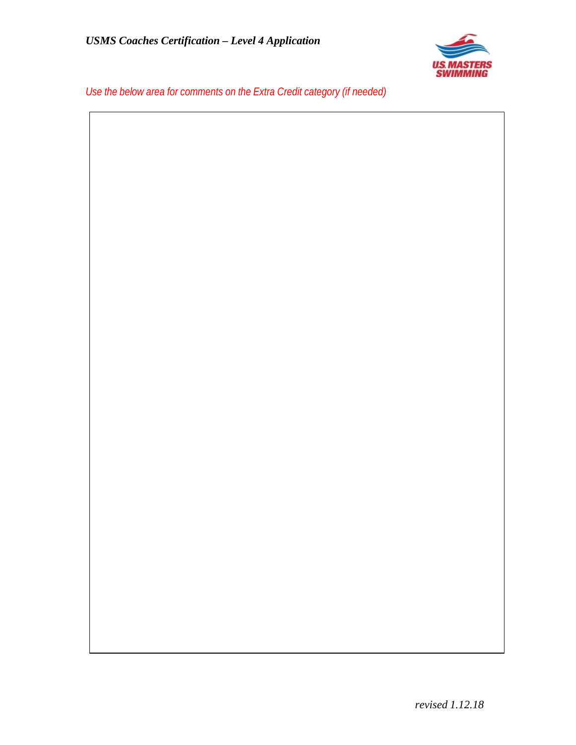*Use the below area for comments on the Extra Credit category (if needed)*